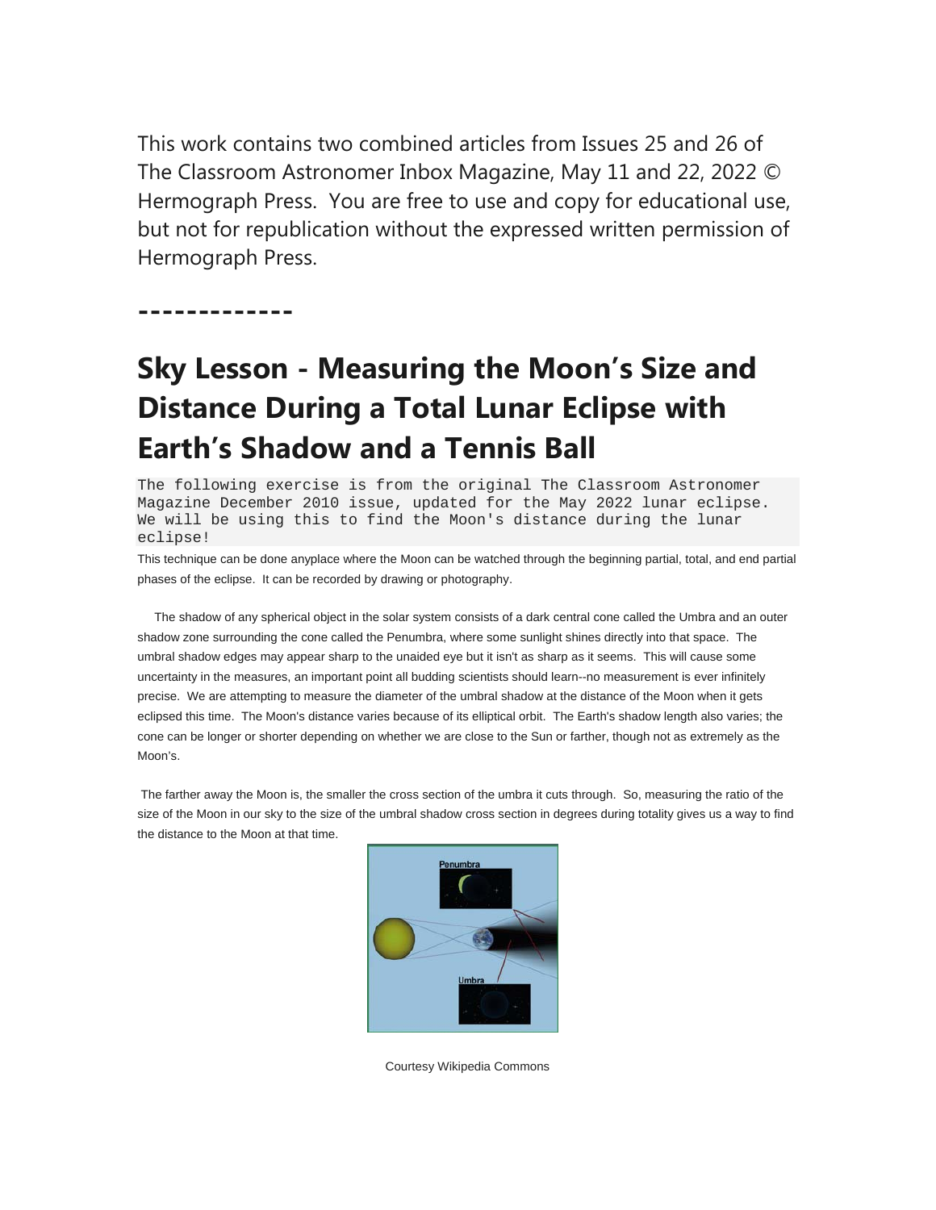This work contains two combined articles from Issues 25 and 26 of The Classroom Astronomer Inbox Magazine, May 11 and 22, 2022 © Hermograph Press. You are free to use and copy for educational use, but not for republication without the expressed written permission of Hermograph Press.

-------------

# Sky Lesson - Measuring the Moon's Size and Distance During a Total Lunar Eclipse with Earth's Shadow and a Tennis Ball

```
The following exercise is from the original The Classroom Astronomer
Magazine December 2010 issue, updated for the May 2022 lunar eclipse.
We will be using this to find the Moon's distance during the lunar
eclipse!
```

This technique can be done anyplace where the Moon can be watched through the beginning partial, total, and end partial phases of the eclipse. It can be recorded by drawing or photography.

The shadow of any spherical object in the solar system consists of a dark central cone called the Umbra and an outer shadow zone surrounding the cone called the Penumbra, where some sunlight shines directly into that space. The umbral shadow edges may appear sharp to the unaided eye but it isn't as sharp as it seems. This will cause some uncertainty in the measures, an important point all budding scientists should learn--no measurement is ever infinitely precise. We are attempting to measure the diameter of the umbral shadow at the distance of the Moon when it gets eclipsed this time. The Moon's distance varies because of its elliptical orbit. The Earth's shadow length also varies; the cone can be longer or shorter depending on whether we are close to the Sun or farther, though not as extremely as the Moon's.

The farther away the Moon is, the smaller the cross section of the umbra it cuts through. So, measuring the ratio of the size of the Moon in our sky to the size of the umbral shadow cross section in degrees during totality gives us a way to find the distance to the Moon at that time.

Courtesy Wikipedia Commons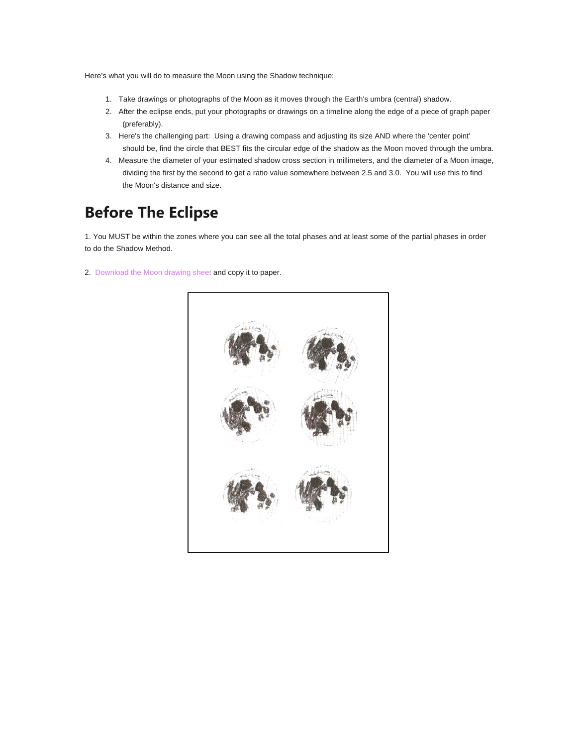Here's what you will do to measure the Moon using the Shadow technique:

1. Take drawings or photographs of the Moon as it moves through the Earth's umbra (central) shadow.
2. After the eclipse ends, put your photographs or drawings on a timeline along the edge of a piece of graph paper (preferably).
3. Here's the challenging part: Using a drawing compass and adjusting its size AND where the 'center point' should be, find the circle that BEST fits the circular edge of the shadow as the Moon moved through the umbra.
4. Measure the diameter of your estimated shadow cross section in millimeters, and the diameter of a Moon image, dividing the first by the second to get a ratio value somewhere between 2.5 and 3.0. You will use this to find the Moon's distance and size.

## Before The Eclipse

1. You MUST be within the zones where you can see all the total phases and at least some of the partial phases in order to do the Shadow Method.

2. Download the Moon drawing sheet and copy it to paper.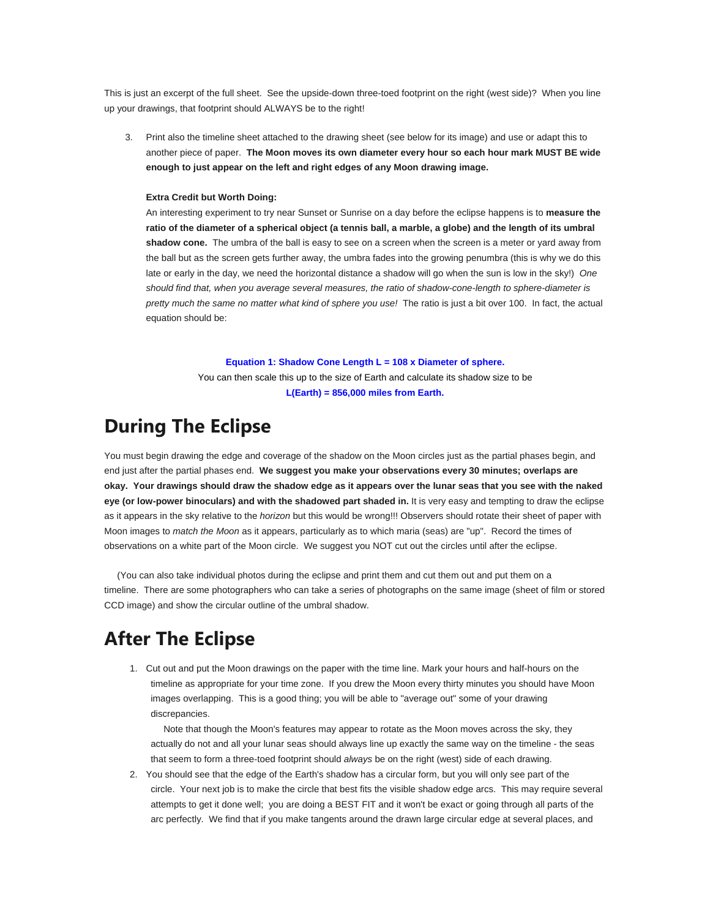This is just an excerpt of the full sheet. See the upside-down three-toed footprint on the right (west side)? When you line up your drawings, that footprint should ALWAYS be to the right!

3. Print also the timeline sheet attached to the drawing sheet (see below for its image) and use or adapt this to another piece of paper. **The Moon moves its own diameter every hour so each hour mark MUST BE wide enough to just appear on the left and right edges of any Moon drawing image.**

   **Extra Credit but Worth Doing:**
   An interesting experiment to try near Sunset or Sunrise on a day before the eclipse happens is to **measure the ratio of the diameter of a spherical object (a tennis ball, a marble, a globe) and the length of its umbral shadow cone.** The umbra of the ball is easy to see on a screen when the screen is a meter or yard away from the ball but as the screen gets further away, the umbra fades into the growing penumbra (this is why we do this late or early in the day, we need the horizontal distance a shadow will go when the sun is low in the sky!) *One should find that, when you average several measures, the ratio of shadow-cone-length to sphere-diameter is pretty much the same no matter what kind of sphere you use!* The ratio is just a bit over 100. In fact, the actual equation should be:

**Equation 1: Shadow Cone Length L = 108 x Diameter of sphere.**

You can then scale this up to the size of Earth and calculate its shadow size to be

**L(Earth) = 856,000 miles from Earth.**

## During The Eclipse

You must begin drawing the edge and coverage of the shadow on the Moon circles just as the partial phases begin, and end just after the partial phases end. **We suggest you make your observations every 30 minutes; overlaps are okay. Your drawings should draw the shadow edge as it appears over the lunar seas that you see with the naked eye (or low-power binoculars) and with the shadowed part shaded in.** It is very easy and tempting to draw the eclipse as it appears in the sky relative to the *horizon* but this would be wrong!!! Observers should rotate their sheet of paper with Moon images to *match the Moon* as it appears, particularly as to which maria (seas) are "up". Record the times of observations on a white part of the Moon circle. We suggest you NOT cut out the circles until after the eclipse.

(You can also take individual photos during the eclipse and print them and cut them out and put them on a timeline. There are some photographers who can take a series of photographs on the same image (sheet of film or stored CCD image) and show the circular outline of the umbral shadow.

## After The Eclipse

1. Cut out and put the Moon drawings on the paper with the time line. Mark your hours and half-hours on the timeline as appropriate for your time zone. If you drew the Moon every thirty minutes you should have Moon images overlapping. This is a good thing; you will be able to "average out" some of your drawing discrepancies.

   Note that though the Moon's features may appear to rotate as the Moon moves across the sky, they actually do not and all your lunar seas should always line up exactly the same way on the timeline - the seas that seem to form a three-toed footprint should *always* be on the right (west) side of each drawing.
2. You should see that the edge of the Earth's shadow has a circular form, but you will only see part of the circle. Your next job is to make the circle that best fits the visible shadow edge arcs. This may require several attempts to get it done well; you are doing a BEST FIT and it won't be exact or going through all parts of the arc perfectly. We find that if you make tangents around the drawn large circular edge at several places, and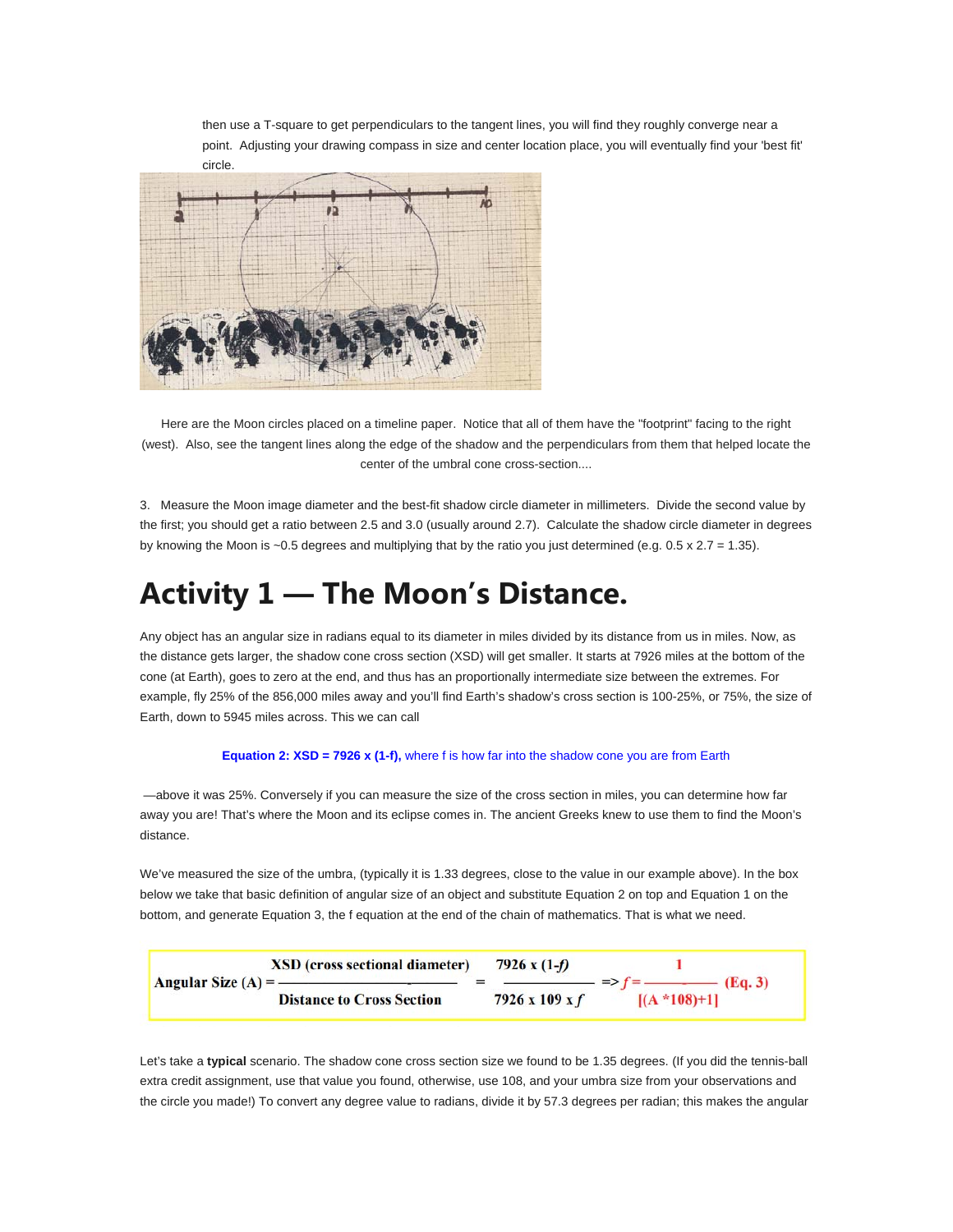then use a T-square to get perpendiculars to the tangent lines, you will find they roughly converge near a point. Adjusting your drawing compass in size and center location place, you will eventually find your 'best fit' circle.

Here are the Moon circles placed on a timeline paper. Notice that all of them have the "footprint" facing to the right (west). Also, see the tangent lines along the edge of the shadow and the perpendiculars from them that helped locate the center of the umbral cone cross-section....

3. Measure the Moon image diameter and the best-fit shadow circle diameter in millimeters. Divide the second value by the first; you should get a ratio between 2.5 and 3.0 (usually around 2.7). Calculate the shadow circle diameter in degrees by knowing the Moon is ~0.5 degrees and multiplying that by the ratio you just determined (e.g. 0.5 x 2.7 = 1.35).

# Activity 1 — The Moon's Distance.

Any object has an angular size in radians equal to its diameter in miles divided by its distance from us in miles. Now, as the distance gets larger, the shadow cone cross section (XSD) will get smaller. It starts at 7926 miles at the bottom of the cone (at Earth), goes to zero at the end, and thus has an proportionally intermediate size between the extremes. For example, fly 25% of the 856,000 miles away and you'll find Earth's shadow's cross section is 100-25%, or 75%, the size of Earth, down to 5945 miles across. This we can call

**Equation 2: XSD = 7926 x (1-f),** where f is how far into the shadow cone you are from Earth

—above it was 25%. Conversely if you can measure the size of the cross section in miles, you can determine how far away you are! That's where the Moon and its eclipse comes in. The ancient Greeks knew to use them to find the Moon's distance.

We've measured the size of the umbra, (typically it is 1.33 degrees, close to the value in our example above). In the box below we take that basic definition of angular size of an object and substitute Equation 2 on top and Equation 1 on the bottom, and generate Equation 3, the f equation at the end of the chain of mathematics. That is what we need.

$$\text{Angular Size (A)} = \frac{\text{XSD (cross sectional diameter)}}{\text{Distance to Cross Section}} = \frac{7926 \times (1-f)}{7926 \times 109 \times f} \Rightarrow f = \frac{1}{[(A * 108)+1]} \quad \text{(Eq. 3)}$$

Let's take a **typical** scenario. The shadow cone cross section size we found to be 1.35 degrees. (If you did the tennis-ball extra credit assignment, use that value you found, otherwise, use 108, and your umbra size from your observations and the circle you made!) To convert any degree value to radians, divide it by 57.3 degrees per radian; this makes the angular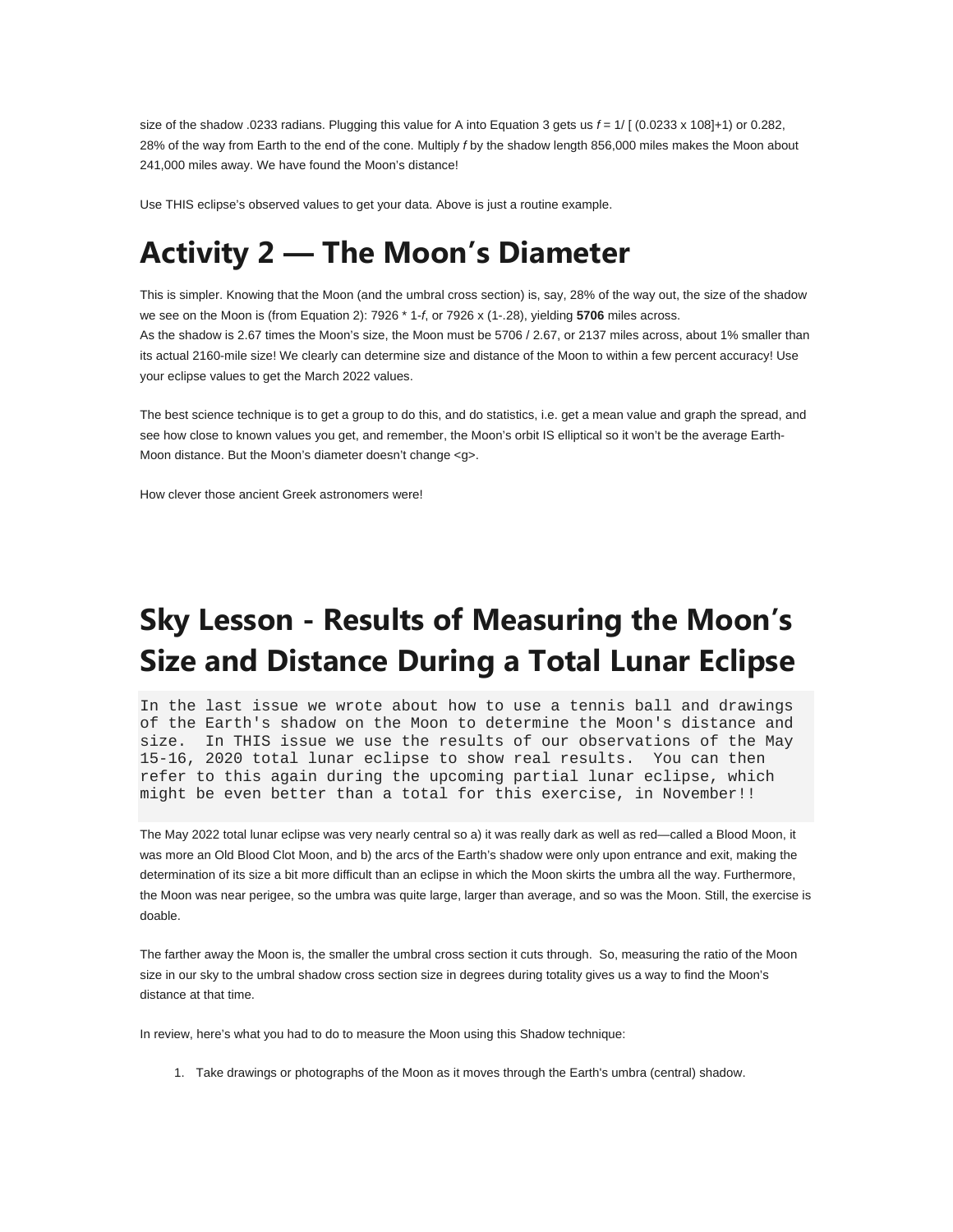size of the shadow .0233 radians. Plugging this value for A into Equation 3 gets us $f = 1/[(0.0233 \times 108]+1)$ or 0.282, 28% of the way from Earth to the end of the cone. Multiply $f$ by the shadow length 856,000 miles makes the Moon about 241,000 miles away. We have found the Moon's distance!

Use THIS eclipse's observed values to get your data. Above is just a routine example.

# Activity 2 — The Moon's Diameter

This is simpler. Knowing that the Moon (and the umbral cross section) is, say, 28% of the way out, the size of the shadow we see on the Moon is (from Equation 2): 7926 * 1-$f$, or 7926 x (1-.28), yielding **5706** miles across.
As the shadow is 2.67 times the Moon's size, the Moon must be 5706 / 2.67, or 2137 miles across, about 1% smaller than its actual 2160-mile size! We clearly can determine size and distance of the Moon to within a few percent accuracy! Use your eclipse values to get the March 2022 values.

The best science technique is to get a group to do this, and do statistics, i.e. get a mean value and graph the spread, and see how close to known values you get, and remember, the Moon's orbit IS elliptical so it won't be the average Earth-Moon distance. But the Moon's diameter doesn't change <g>.

How clever those ancient Greek astronomers were!

# Sky Lesson - Results of Measuring the Moon's Size and Distance During a Total Lunar Eclipse

```
In the last issue we wrote about how to use a tennis ball and drawings
of the Earth's shadow on the Moon to determine the Moon's distance and
size.  In THIS issue we use the results of our observations of the May
15-16, 2020 total lunar eclipse to show real results.  You can then
refer to this again during the upcoming partial lunar eclipse, which
might be even better than a total for this exercise, in November!!
```

The May 2022 total lunar eclipse was very nearly central so a) it was really dark as well as red—called a Blood Moon, it was more an Old Blood Clot Moon, and b) the arcs of the Earth's shadow were only upon entrance and exit, making the determination of its size a bit more difficult than an eclipse in which the Moon skirts the umbra all the way. Furthermore, the Moon was near perigee, so the umbra was quite large, larger than average, and so was the Moon. Still, the exercise is doable.

The farther away the Moon is, the smaller the umbral cross section it cuts through. So, measuring the ratio of the Moon size in our sky to the umbral shadow cross section size in degrees during totality gives us a way to find the Moon's distance at that time.

In review, here's what you had to do to measure the Moon using this Shadow technique:

1. Take drawings or photographs of the Moon as it moves through the Earth's umbra (central) shadow.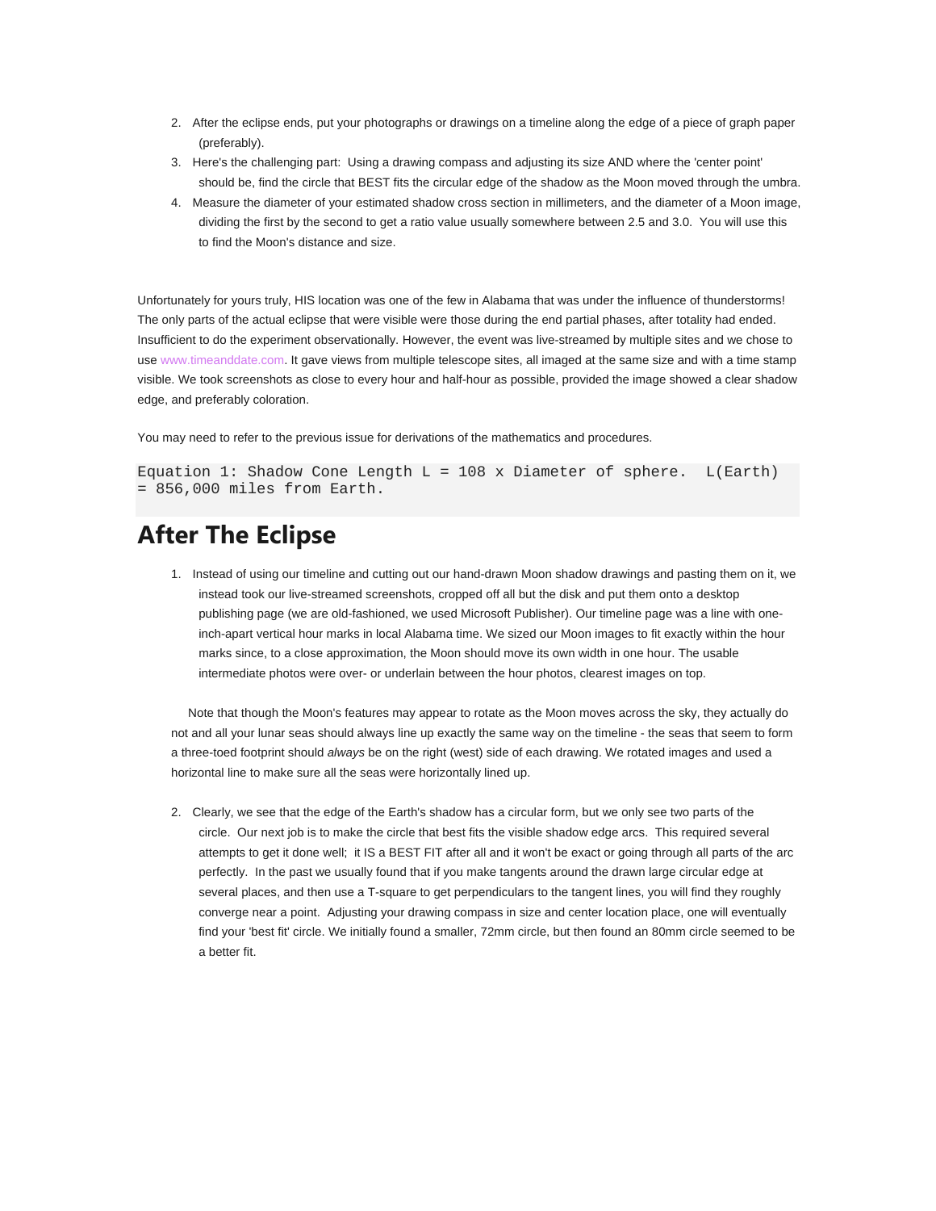2. After the eclipse ends, put your photographs or drawings on a timeline along the edge of a piece of graph paper (preferably).
3. Here's the challenging part: Using a drawing compass and adjusting its size AND where the 'center point' should be, find the circle that BEST fits the circular edge of the shadow as the Moon moved through the umbra.
4. Measure the diameter of your estimated shadow cross section in millimeters, and the diameter of a Moon image, dividing the first by the second to get a ratio value usually somewhere between 2.5 and 3.0. You will use this to find the Moon's distance and size.

Unfortunately for yours truly, HIS location was one of the few in Alabama that was under the influence of thunderstorms! The only parts of the actual eclipse that were visible were those during the end partial phases, after totality had ended. Insufficient to do the experiment observationally. However, the event was live-streamed by multiple sites and we chose to use www.timeanddate.com. It gave views from multiple telescope sites, all imaged at the same size and with a time stamp visible. We took screenshots as close to every hour and half-hour as possible, provided the image showed a clear shadow edge, and preferably coloration.

You may need to refer to the previous issue for derivations of the mathematics and procedures.

```
Equation 1: Shadow Cone Length L = 108 x Diameter of sphere.  L(Earth) = 856,000 miles from Earth.
```

## After The Eclipse

1. Instead of using our timeline and cutting out our hand-drawn Moon shadow drawings and pasting them on it, we instead took our live-streamed screenshots, cropped off all but the disk and put them onto a desktop publishing page (we are old-fashioned, we used Microsoft Publisher). Our timeline page was a line with one-inch-apart vertical hour marks in local Alabama time. We sized our Moon images to fit exactly within the hour marks since, to a close approximation, the Moon should move its own width in one hour. The usable intermediate photos were over- or underlain between the hour photos, clearest images on top.

   Note that though the Moon's features may appear to rotate as the Moon moves across the sky, they actually do not and all your lunar seas should always line up exactly the same way on the timeline - the seas that seem to form a three-toed footprint should *always* be on the right (west) side of each drawing. We rotated images and used a horizontal line to make sure all the seas were horizontally lined up.

2. Clearly, we see that the edge of the Earth's shadow has a circular form, but we only see two parts of the circle. Our next job is to make the circle that best fits the visible shadow edge arcs. This required several attempts to get it done well; it IS a BEST FIT after all and it won't be exact or going through all parts of the arc perfectly. In the past we usually found that if you make tangents around the drawn large circular edge at several places, and then use a T-square to get perpendiculars to the tangent lines, you will find they roughly converge near a point. Adjusting your drawing compass in size and center location place, one will eventually find your 'best fit' circle. We initially found a smaller, 72mm circle, but then found an 80mm circle seemed to be a better fit.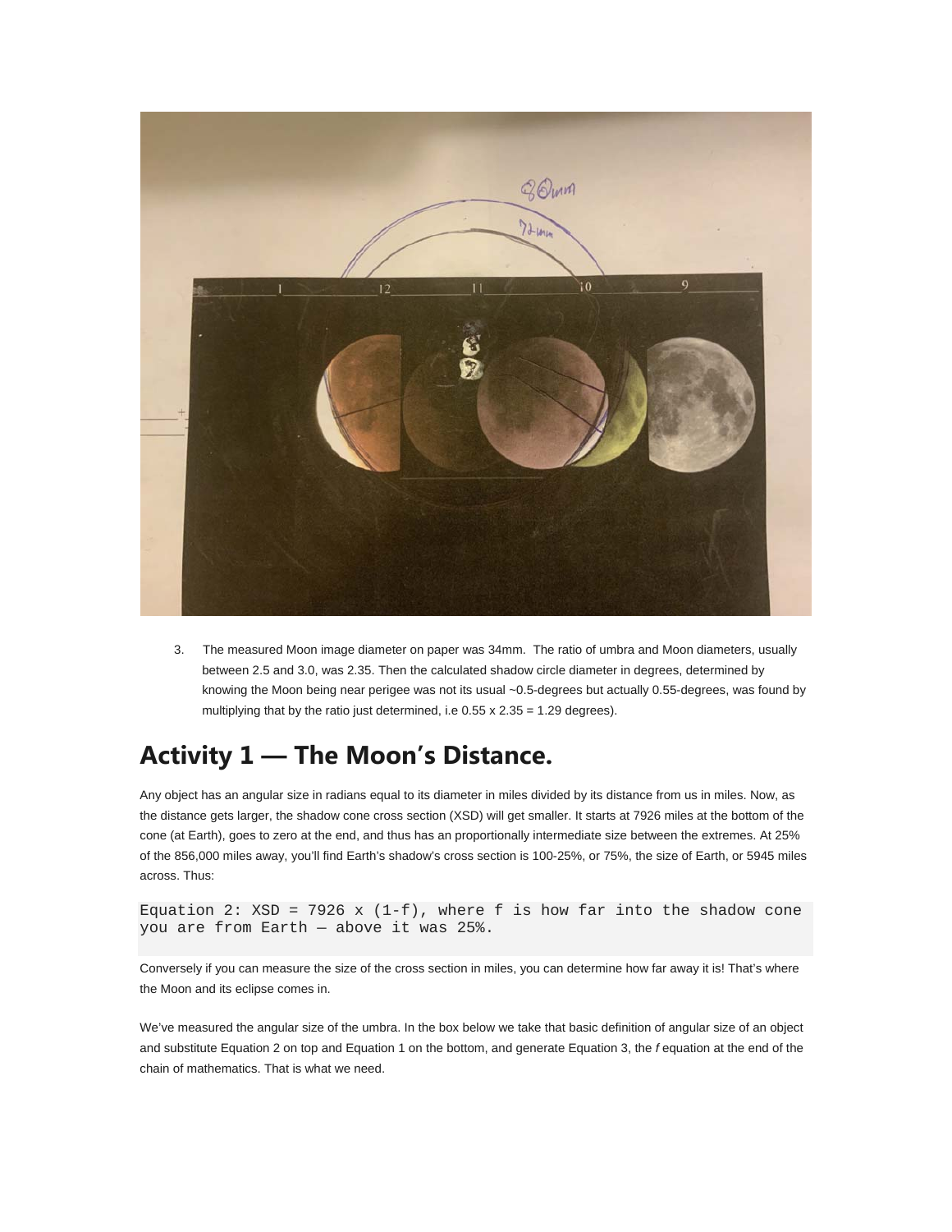3. The measured Moon image diameter on paper was 34mm. The ratio of umbra and Moon diameters, usually between 2.5 and 3.0, was 2.35. Then the calculated shadow circle diameter in degrees, determined by knowing the Moon being near perigee was not its usual ~0.5-degrees but actually 0.55-degrees, was found by multiplying that by the ratio just determined, i.e 0.55 x 2.35 = 1.29 degrees).

## Activity 1 — The Moon's Distance.

Any object has an angular size in radians equal to its diameter in miles divided by its distance from us in miles. Now, as the distance gets larger, the shadow cone cross section (XSD) will get smaller. It starts at 7926 miles at the bottom of the cone (at Earth), goes to zero at the end, and thus has an proportionally intermediate size between the extremes. At 25% of the 856,000 miles away, you'll find Earth's shadow's cross section is 100-25%, or 75%, the size of Earth, or 5945 miles across. Thus:

```
Equation 2: XSD = 7926 x (1-f), where f is how far into the shadow cone you are from Earth — above it was 25%.
```

Conversely if you can measure the size of the cross section in miles, you can determine how far away it is! That's where the Moon and its eclipse comes in.

We've measured the angular size of the umbra. In the box below we take that basic definition of angular size of an object and substitute Equation 2 on top and Equation 1 on the bottom, and generate Equation 3, the *f* equation at the end of the chain of mathematics. That is what we need.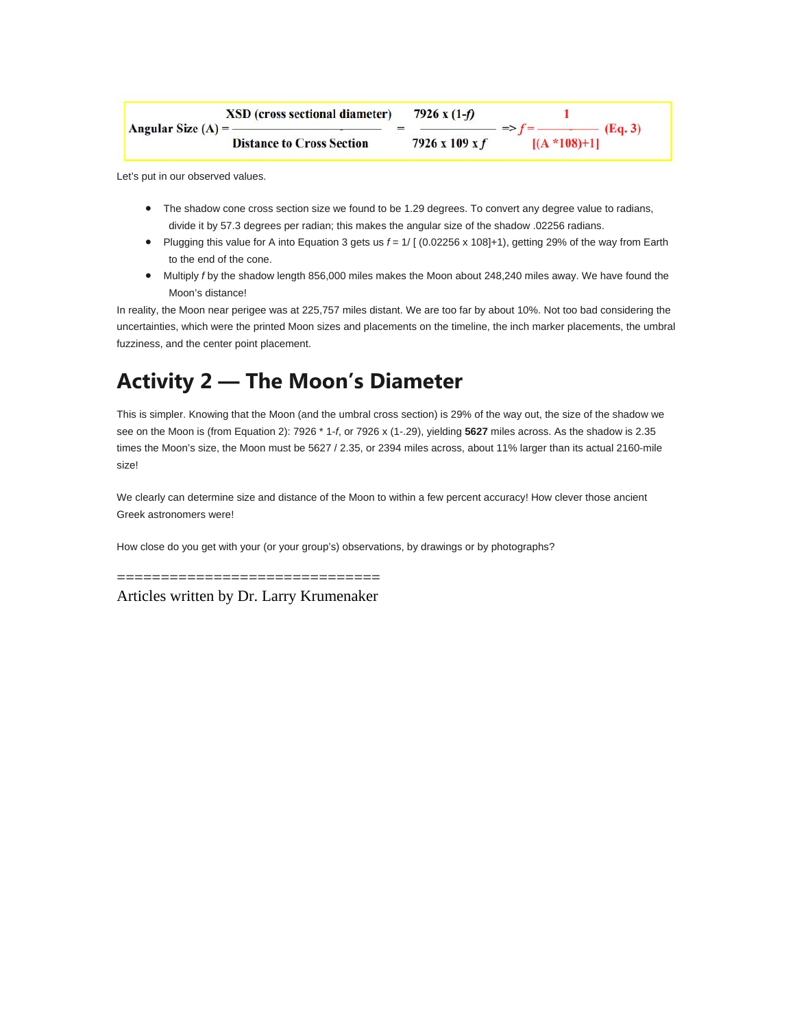$$\text{Angular Size (A)} = \frac{\text{XSD (cross sectional diameter)}}{\text{Distance to Cross Section}} = \frac{7926 \times (1-f)}{7926 \times 109 \times f} \Rightarrow f = \frac{1}{[(A * 108)+1]} \quad \text{(Eq. 3)}$$

Let's put in our observed values.

- The shadow cone cross section size we found to be 1.29 degrees. To convert any degree value to radians, divide it by 57.3 degrees per radian; this makes the angular size of the shadow .02256 radians.
- Plugging this value for A into Equation 3 gets us $f$ = 1/ [ (0.02256 x 108]+1), getting 29% of the way from Earth to the end of the cone.
- Multiply $f$ by the shadow length 856,000 miles makes the Moon about 248,240 miles away. We have found the Moon's distance!

In reality, the Moon near perigee was at 225,757 miles distant. We are too far by about 10%. Not too bad considering the uncertainties, which were the printed Moon sizes and placements on the timeline, the inch marker placements, the umbral fuzziness, and the center point placement.

## Activity 2 — The Moon's Diameter

This is simpler. Knowing that the Moon (and the umbral cross section) is 29% of the way out, the size of the shadow we see on the Moon is (from Equation 2): 7926 * 1-$f$, or 7926 x (1-.29), yielding **5627** miles across. As the shadow is 2.35 times the Moon's size, the Moon must be 5627 / 2.35, or 2394 miles across, about 11% larger than its actual 2160-mile size!

We clearly can determine size and distance of the Moon to within a few percent accuracy! How clever those ancient Greek astronomers were!

How close do you get with your (or your group's) observations, by drawings or by photographs?

==============================

Articles written by Dr. Larry Krumenaker